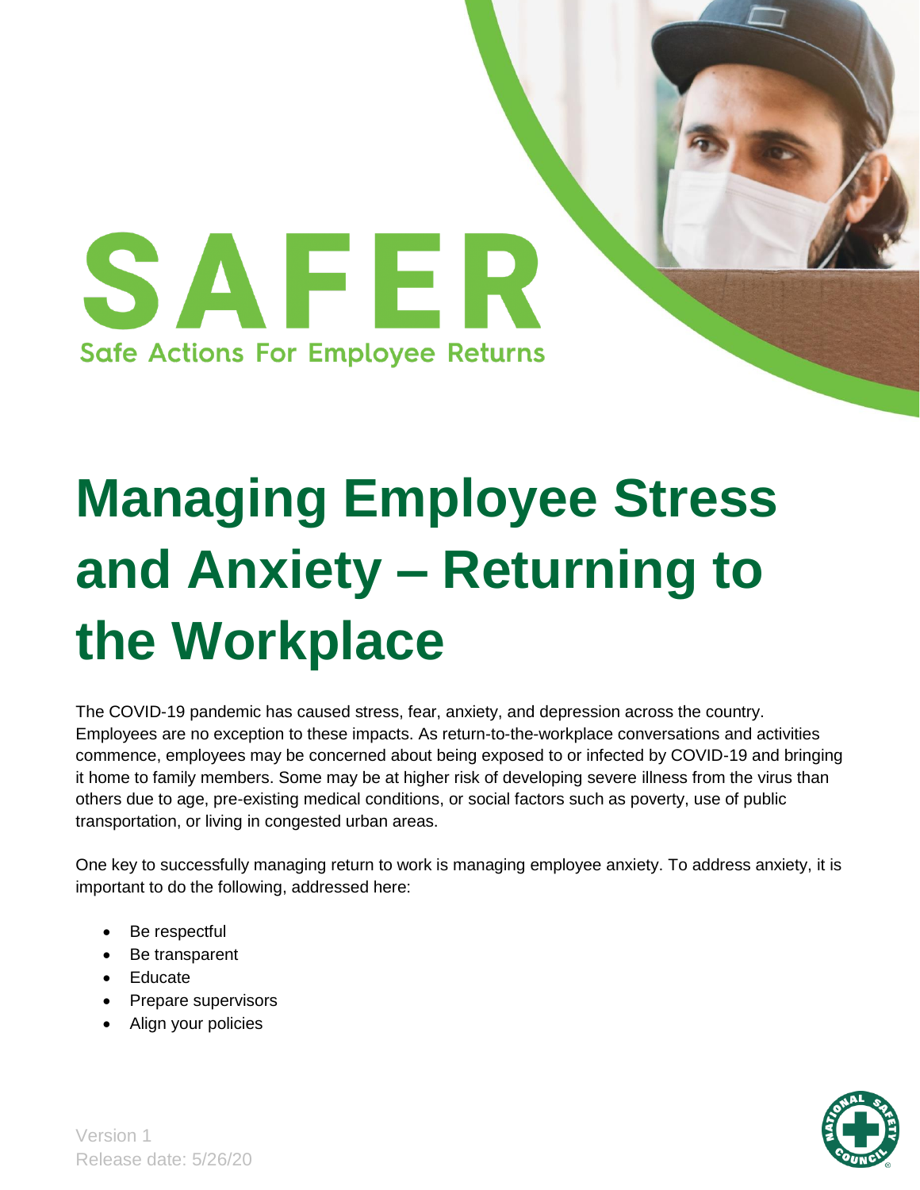# SAFER

Safe Actions For Employee Returns

# Managing Employee Stress and Anxiety – Returning to the Workplace

The COVID-19 pandemic has caused stress, fear, anxiety, and depression across the country. Employees are no exception to these impacts. As return-to-the-workplace conversations and activities commence, employees may be concerned about being exposed to or infected by COVID-19 and bringing it home to family members. Some may be at higher risk of developing severe illness from the virus than others due to age, pre-existing medical conditions, or social factors such as poverty, use of public transportation, or living in congested urban areas.

One key to successfully managing return to work is managing employee anxiety. To address anxiety, it is important to do the following, addressed here:

- Be respectful
- Be transparent
- Educate
- Prepare supervisors
- Align your policies

Version 1
Release date: 5/26/20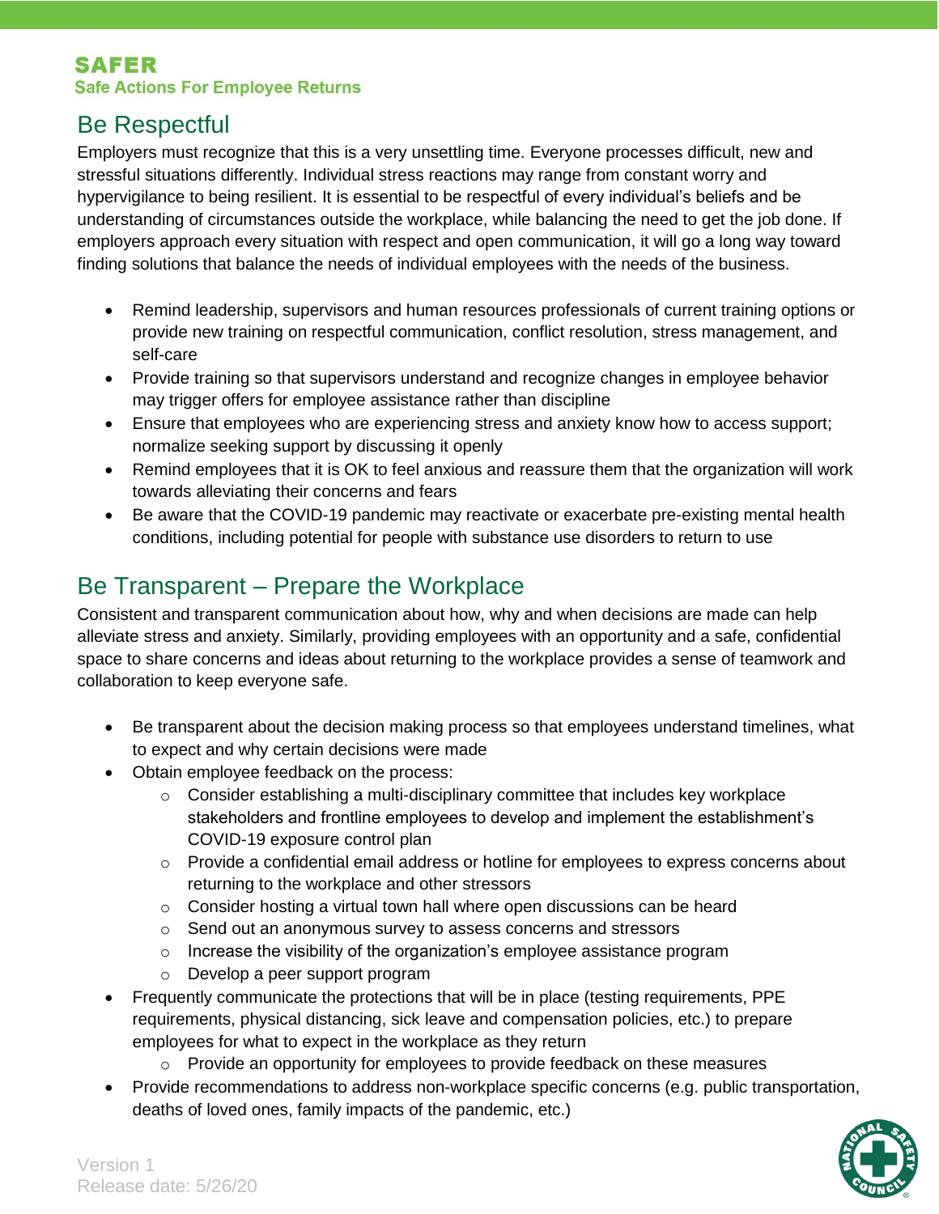## Be Respectful

Employers must recognize that this is a very unsettling time. Everyone processes difficult, new and stressful situations differently. Individual stress reactions may range from constant worry and hypervigilance to being resilient. It is essential to be respectful of every individual's beliefs and be understanding of circumstances outside the workplace, while balancing the need to get the job done. If employers approach every situation with respect and open communication, it will go a long way toward finding solutions that balance the needs of individual employees with the needs of the business.

- Remind leadership, supervisors and human resources professionals of current training options or provide new training on respectful communication, conflict resolution, stress management, and self-care
- Provide training so that supervisors understand and recognize changes in employee behavior may trigger offers for employee assistance rather than discipline
- Ensure that employees who are experiencing stress and anxiety know how to access support; normalize seeking support by discussing it openly
- Remind employees that it is OK to feel anxious and reassure them that the organization will work towards alleviating their concerns and fears
- Be aware that the COVID-19 pandemic may reactivate or exacerbate pre-existing mental health conditions, including potential for people with substance use disorders to return to use

## Be Transparent – Prepare the Workplace

Consistent and transparent communication about how, why and when decisions are made can help alleviate stress and anxiety. Similarly, providing employees with an opportunity and a safe, confidential space to share concerns and ideas about returning to the workplace provides a sense of teamwork and collaboration to keep everyone safe.

- Be transparent about the decision making process so that employees understand timelines, what to expect and why certain decisions were made
- Obtain employee feedback on the process:
  - Consider establishing a multi-disciplinary committee that includes key workplace stakeholders and frontline employees to develop and implement the establishment's COVID-19 exposure control plan
  - Provide a confidential email address or hotline for employees to express concerns about returning to the workplace and other stressors
  - Consider hosting a virtual town hall where open discussions can be heard
  - Send out an anonymous survey to assess concerns and stressors
  - Increase the visibility of the organization's employee assistance program
  - Develop a peer support program
- Frequently communicate the protections that will be in place (testing requirements, PPE requirements, physical distancing, sick leave and compensation policies, etc.) to prepare employees for what to expect in the workplace as they return
  - Provide an opportunity for employees to provide feedback on these measures
- Provide recommendations to address non-workplace specific concerns (e.g. public transportation, deaths of loved ones, family impacts of the pandemic, etc.)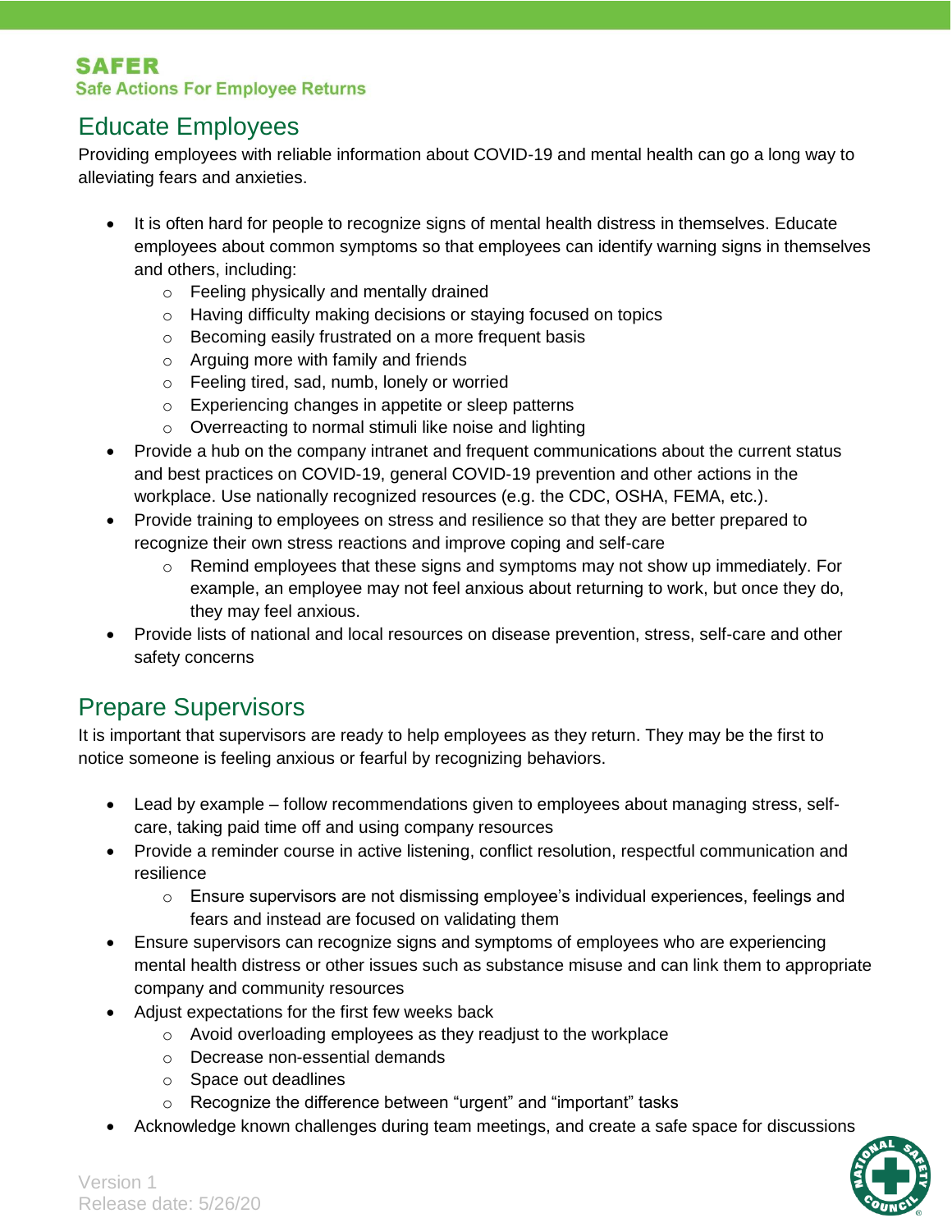## Educate Employees

Providing employees with reliable information about COVID-19 and mental health can go a long way to alleviating fears and anxieties.

- It is often hard for people to recognize signs of mental health distress in themselves. Educate employees about common symptoms so that employees can identify warning signs in themselves and others, including:
  - Feeling physically and mentally drained
  - Having difficulty making decisions or staying focused on topics
  - Becoming easily frustrated on a more frequent basis
  - Arguing more with family and friends
  - Feeling tired, sad, numb, lonely or worried
  - Experiencing changes in appetite or sleep patterns
  - Overreacting to normal stimuli like noise and lighting
- Provide a hub on the company intranet and frequent communications about the current status and best practices on COVID-19, general COVID-19 prevention and other actions in the workplace. Use nationally recognized resources (e.g. the CDC, OSHA, FEMA, etc.).
- Provide training to employees on stress and resilience so that they are better prepared to recognize their own stress reactions and improve coping and self-care
  - Remind employees that these signs and symptoms may not show up immediately. For example, an employee may not feel anxious about returning to work, but once they do, they may feel anxious.
- Provide lists of national and local resources on disease prevention, stress, self-care and other safety concerns

## Prepare Supervisors

It is important that supervisors are ready to help employees as they return. They may be the first to notice someone is feeling anxious or fearful by recognizing behaviors.

- Lead by example – follow recommendations given to employees about managing stress, self-care, taking paid time off and using company resources
- Provide a reminder course in active listening, conflict resolution, respectful communication and resilience
  - Ensure supervisors are not dismissing employee's individual experiences, feelings and fears and instead are focused on validating them
- Ensure supervisors can recognize signs and symptoms of employees who are experiencing mental health distress or other issues such as substance misuse and can link them to appropriate company and community resources
- Adjust expectations for the first few weeks back
  - Avoid overloading employees as they readjust to the workplace
  - Decrease non-essential demands
  - Space out deadlines
  - Recognize the difference between "urgent" and "important" tasks
- Acknowledge known challenges during team meetings, and create a safe space for discussions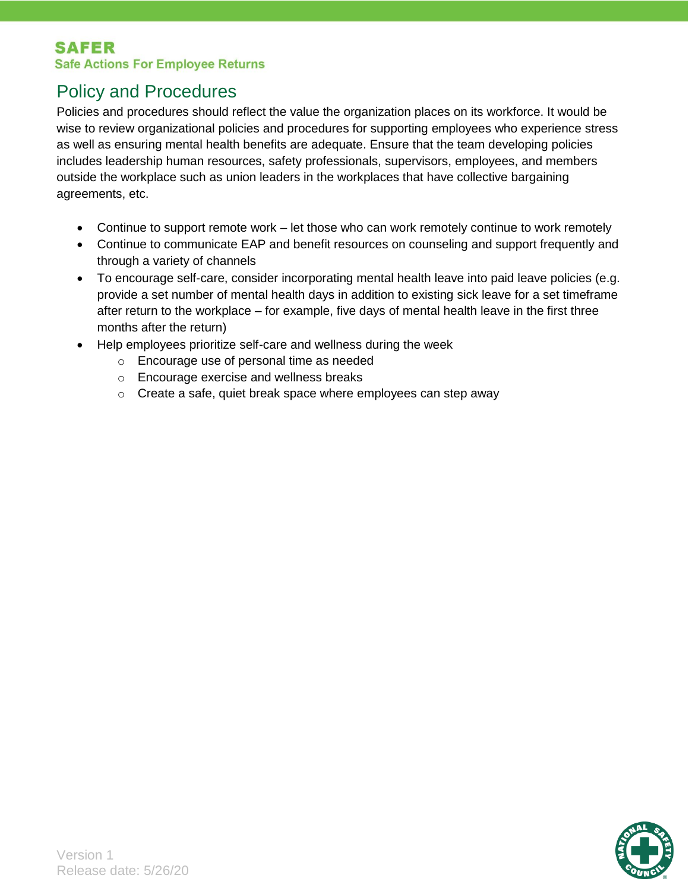## Policy and Procedures

Policies and procedures should reflect the value the organization places on its workforce. It would be wise to review organizational policies and procedures for supporting employees who experience stress as well as ensuring mental health benefits are adequate. Ensure that the team developing policies includes leadership human resources, safety professionals, supervisors, employees, and members outside the workplace such as union leaders in the workplaces that have collective bargaining agreements, etc.

- Continue to support remote work – let those who can work remotely continue to work remotely
- Continue to communicate EAP and benefit resources on counseling and support frequently and through a variety of channels
- To encourage self-care, consider incorporating mental health leave into paid leave policies (e.g. provide a set number of mental health days in addition to existing sick leave for a set timeframe after return to the workplace – for example, five days of mental health leave in the first three months after the return)
- Help employees prioritize self-care and wellness during the week
  - Encourage use of personal time as needed
  - Encourage exercise and wellness breaks
  - Create a safe, quiet break space where employees can step away